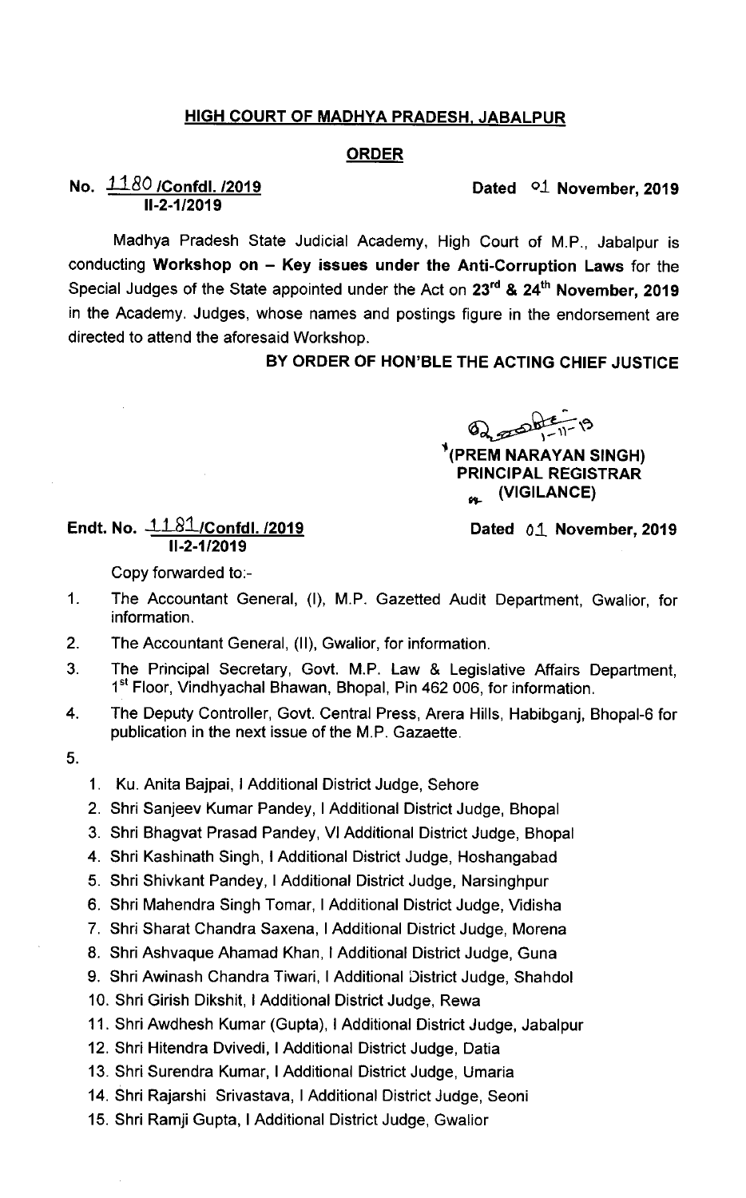## HIGH COURT OF MADHYA PRADESH, JABALPUR

### ORDER

**No. 1180 /Confdl. /2019**
**II-2-1/2019**

**Dated 01 November, 2019**

Madhya Pradesh State Judicial Academy, High Court of M.P., Jabalpur is conducting **Workshop on – Key issues under the Anti-Corruption Laws** for the Special Judges of the State appointed under the Act on **23rd & 24th November, 2019** in the Academy. Judges, whose names and postings figure in the endorsement are directed to attend the aforesaid Workshop.

**BY ORDER OF HON'BLE THE ACTING CHIEF JUSTICE**

**(PREM NARAYAN SINGH)**
**PRINCIPAL REGISTRAR**
**(VIGILANCE)**

**Endt. No. 1181/Confdl. /2019**
**II-2-1/2019**

**Dated 01 November, 2019**

Copy forwarded to:-

1. The Accountant General, (I), M.P. Gazetted Audit Department, Gwalior, for information.
2. The Accountant General, (II), Gwalior, for information.
3. The Principal Secretary, Govt. M.P. Law & Legislative Affairs Department, 1st Floor, Vindhyachal Bhawan, Bhopal, Pin 462 006, for information.
4. The Deputy Controller, Govt. Central Press, Arera Hills, Habibganj, Bhopal-6 for publication in the next issue of the M.P. Gazette.
5. 
   1. Ku. Anita Bajpai, I Additional District Judge, Sehore
   2. Shri Sanjeev Kumar Pandey, I Additional District Judge, Bhopal
   3. Shri Bhagvat Prasad Pandey, VI Additional District Judge, Bhopal
   4. Shri Kashinath Singh, I Additional District Judge, Hoshangabad
   5. Shri Shivkant Pandey, I Additional District Judge, Narsinghpur
   6. Shri Mahendra Singh Tomar, I Additional District Judge, Vidisha
   7. Shri Sharat Chandra Saxena, I Additional District Judge, Morena
   8. Shri Ashvaque Ahamad Khan, I Additional District Judge, Guna
   9. Shri Awinash Chandra Tiwari, I Additional District Judge, Shahdol
   10. Shri Girish Dikshit, I Additional District Judge, Rewa
   11. Shri Awdhesh Kumar (Gupta), I Additional District Judge, Jabalpur
   12. Shri Hitendra Dvivedi, I Additional District Judge, Datia
   13. Shri Surendra Kumar, I Additional District Judge, Umaria
   14. Shri Rajarshi Srivastava, I Additional District Judge, Seoni
   15. Shri Ramji Gupta, I Additional District Judge, Gwalior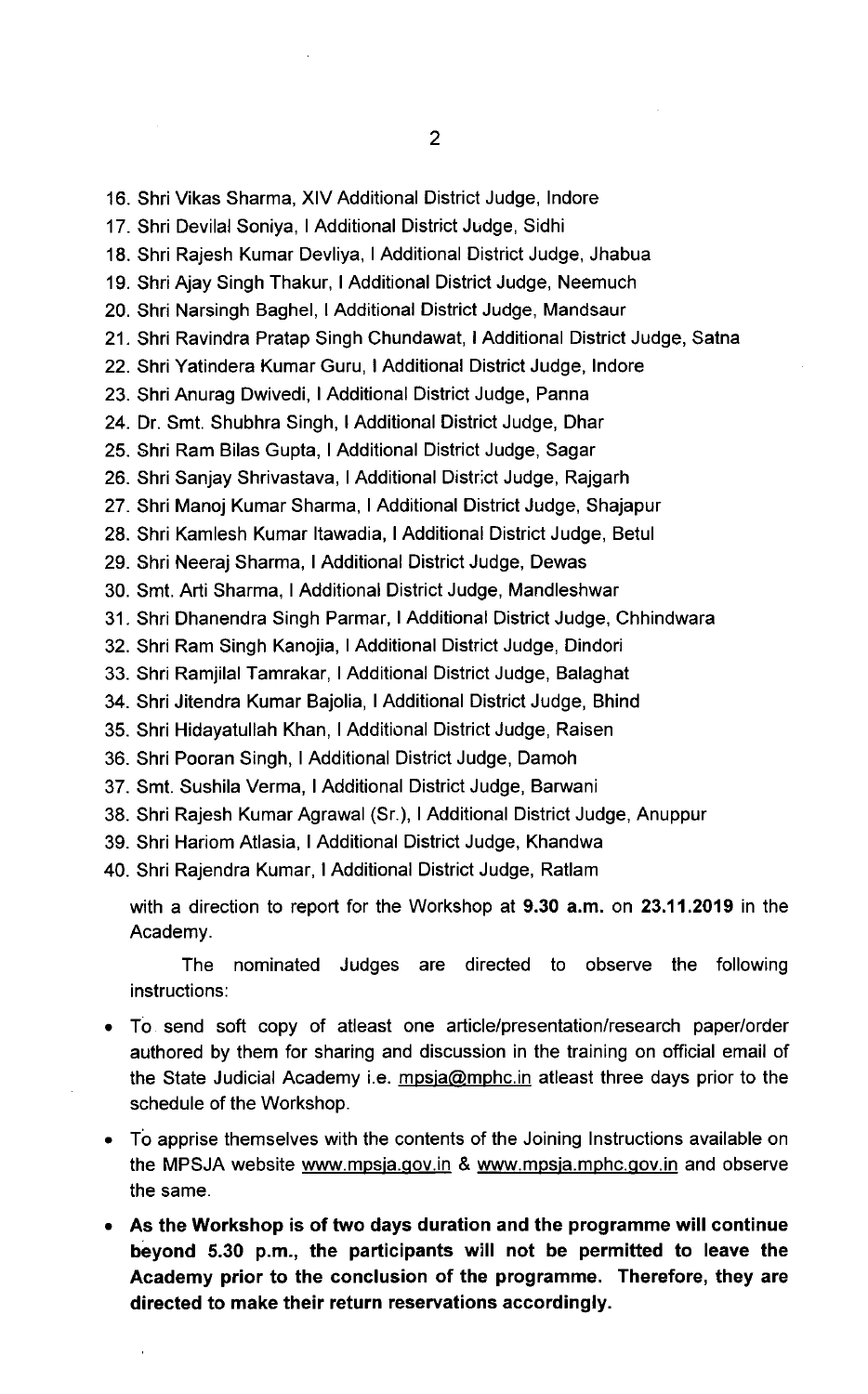16. Shri Vikas Sharma, XIV Additional District Judge, Indore
17. Shri Devilal Soniya, I Additional District Judge, Sidhi
18. Shri Rajesh Kumar Devliya, I Additional District Judge, Jhabua
19. Shri Ajay Singh Thakur, I Additional District Judge, Neemuch
20. Shri Narsingh Baghel, I Additional District Judge, Mandsaur
21. Shri Ravindra Pratap Singh Chundawat, I Additional District Judge, Satna
22. Shri Yatindera Kumar Guru, I Additional District Judge, Indore
23. Shri Anurag Dwivedi, I Additional District Judge, Panna
24. Dr. Smt. Shubhra Singh, I Additional District Judge, Dhar
25. Shri Ram Bilas Gupta, I Additional District Judge, Sagar
26. Shri Sanjay Shrivastava, I Additional District Judge, Rajgarh
27. Shri Manoj Kumar Sharma, I Additional District Judge, Shajapur
28. Shri Kamlesh Kumar Itawadia, I Additional District Judge, Betul
29. Shri Neeraj Sharma, I Additional District Judge, Dewas
30. Smt. Arti Sharma, I Additional District Judge, Mandleshwar
31. Shri Dhanendra Singh Parmar, I Additional District Judge, Chhindwara
32. Shri Ram Singh Kanojia, I Additional District Judge, Dindori
33. Shri Ramjilal Tamrakar, I Additional District Judge, Balaghat
34. Shri Jitendra Kumar Bajolia, I Additional District Judge, Bhind
35. Shri Hidayatullah Khan, I Additional District Judge, Raisen
36. Shri Pooran Singh, I Additional District Judge, Damoh
37. Smt. Sushila Verma, I Additional District Judge, Barwani
38. Shri Rajesh Kumar Agrawal (Sr.), I Additional District Judge, Anuppur
39. Shri Hariom Atlasia, I Additional District Judge, Khandwa
40. Shri Rajendra Kumar, I Additional District Judge, Ratlam

with a direction to report for the Workshop at **9.30 a.m.** on **23.11.2019** in the Academy.

The nominated Judges are directed to observe the following instructions:

- To send soft copy of atleast one article/presentation/research paper/order authored by them for sharing and discussion in the training on official email of the State Judicial Academy i.e. mpsja@mphc.in atleast three days prior to the schedule of the Workshop.
- To apprise themselves with the contents of the Joining Instructions available on the MPSJA website www.mpsja.gov.in & www.mpsja.mphc.gov.in and observe the same.
- **As the Workshop is of two days duration and the programme will continue beyond 5.30 p.m., the participants will not be permitted to leave the Academy prior to the conclusion of the programme. Therefore, they are directed to make their return reservations accordingly.**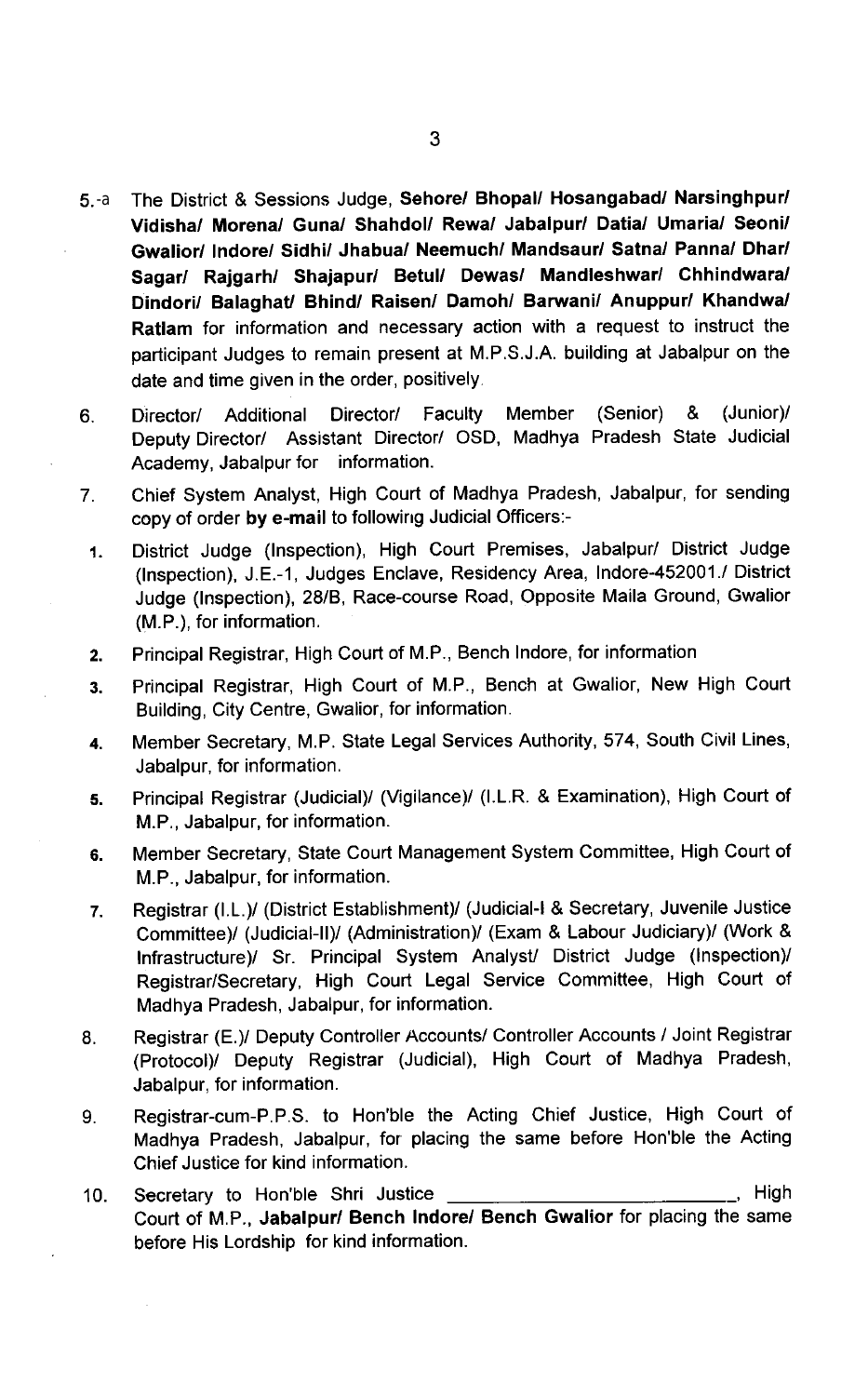5.-a The District & Sessions Judge, **Sehore/ Bhopal/ Hosangabad/ Narsinghpur/ Vidisha/ Morena/ Guna/ Shahdol/ Rewa/ Jabalpur/ Datia/ Umaria/ Seoni/ Gwalior/ Indore/ Sidhi/ Jhabua/ Neemuch/ Mandsaur/ Satna/ Panna/ Dhar/ Sagar/ Rajgarh/ Shajapur/ Betul/ Dewas/ Mandleshwar/ Chhindwara/ Dindori/ Balaghat/ Bhind/ Raisen/ Damoh/ Barwani/ Anuppur/ Khandwa/ Ratlam** for information and necessary action with a request to instruct the participant Judges to remain present at M.P.S.J.A. building at Jabalpur on the date and time given in the order, positively.

6. Director/ Additional Director/ Faculty Member (Senior) & (Junior)/ Deputy Director/ Assistant Director/ OSD, Madhya Pradesh State Judicial Academy, Jabalpur for information.

7. Chief System Analyst, High Court of Madhya Pradesh, Jabalpur, for sending copy of order **by e-mail** to following Judicial Officers:-

   1. District Judge (Inspection), High Court Premises, Jabalpur/ District Judge (Inspection), J.E.-1, Judges Enclave, Residency Area, Indore-452001./ District Judge (Inspection), 28/B, Race-course Road, Opposite Maila Ground, Gwalior (M.P.), for information.
   2. Principal Registrar, High Court of M.P., Bench Indore, for information
   3. Principal Registrar, High Court of M.P., Bench at Gwalior, New High Court Building, City Centre, Gwalior, for information.
   4. Member Secretary, M.P. State Legal Services Authority, 574, South Civil Lines, Jabalpur, for information.
   5. Principal Registrar (Judicial)/ (Vigilance)/ (I.L.R. & Examination), High Court of M.P., Jabalpur, for information.
   6. Member Secretary, State Court Management System Committee, High Court of M.P., Jabalpur, for information.
   7. Registrar (I.L.)/ (District Establishment)/ (Judicial-I & Secretary, Juvenile Justice Committee)/ (Judicial-II)/ (Administration)/ (Exam & Labour Judiciary)/ (Work & Infrastructure)/ Sr. Principal System Analyst/ District Judge (Inspection)/ Registrar/Secretary, High Court Legal Service Committee, High Court of Madhya Pradesh, Jabalpur, for information.

8. Registrar (E.)/ Deputy Controller Accounts/ Controller Accounts / Joint Registrar (Protocol)/ Deputy Registrar (Judicial), High Court of Madhya Pradesh, Jabalpur, for information.

9. Registrar-cum-P.P.S. to Hon'ble the Acting Chief Justice, High Court of Madhya Pradesh, Jabalpur, for placing the same before Hon'ble the Acting Chief Justice for kind information.

10. Secretary to Hon'ble Shri Justice ______________________________, High Court of M.P., **Jabalpur/ Bench Indore/ Bench Gwalior** for placing the same before His Lordship for kind information.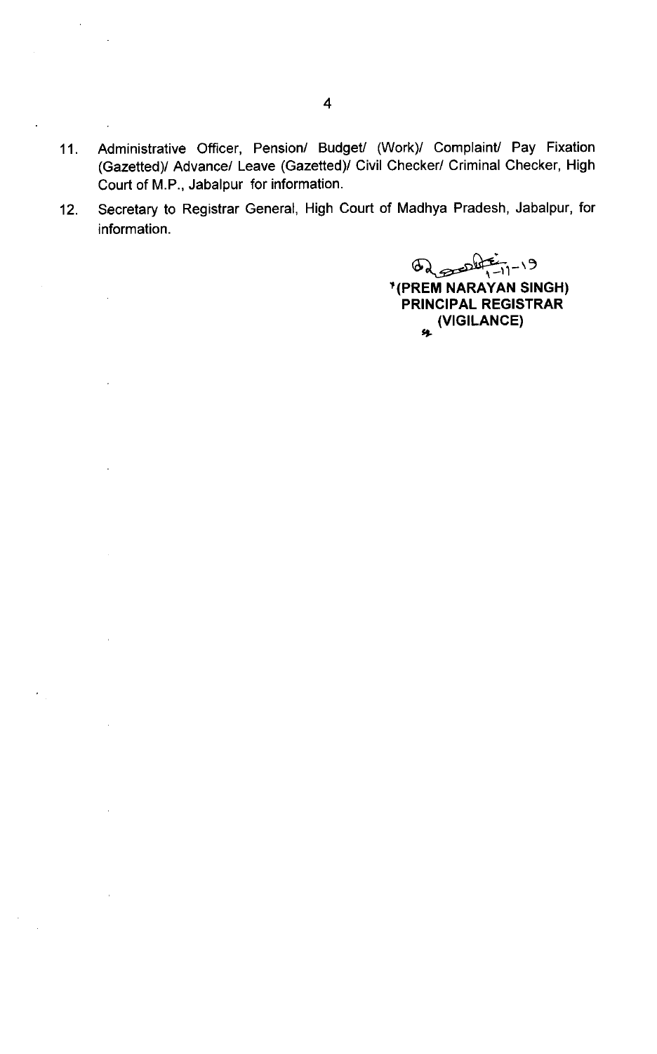11. Administrative Officer, Pension/ Budget/ (Work)/ Complaint/ Pay Fixation (Gazetted)/ Advance/ Leave (Gazetted)/ Civil Checker/ Criminal Checker, High Court of M.P., Jabalpur for information.

12. Secretary to Registrar General, High Court of Madhya Pradesh, Jabalpur, for information.

1-11-19

**(PREM NARAYAN SINGH)**
**PRINCIPAL REGISTRAR**
**(VIGILANCE)**